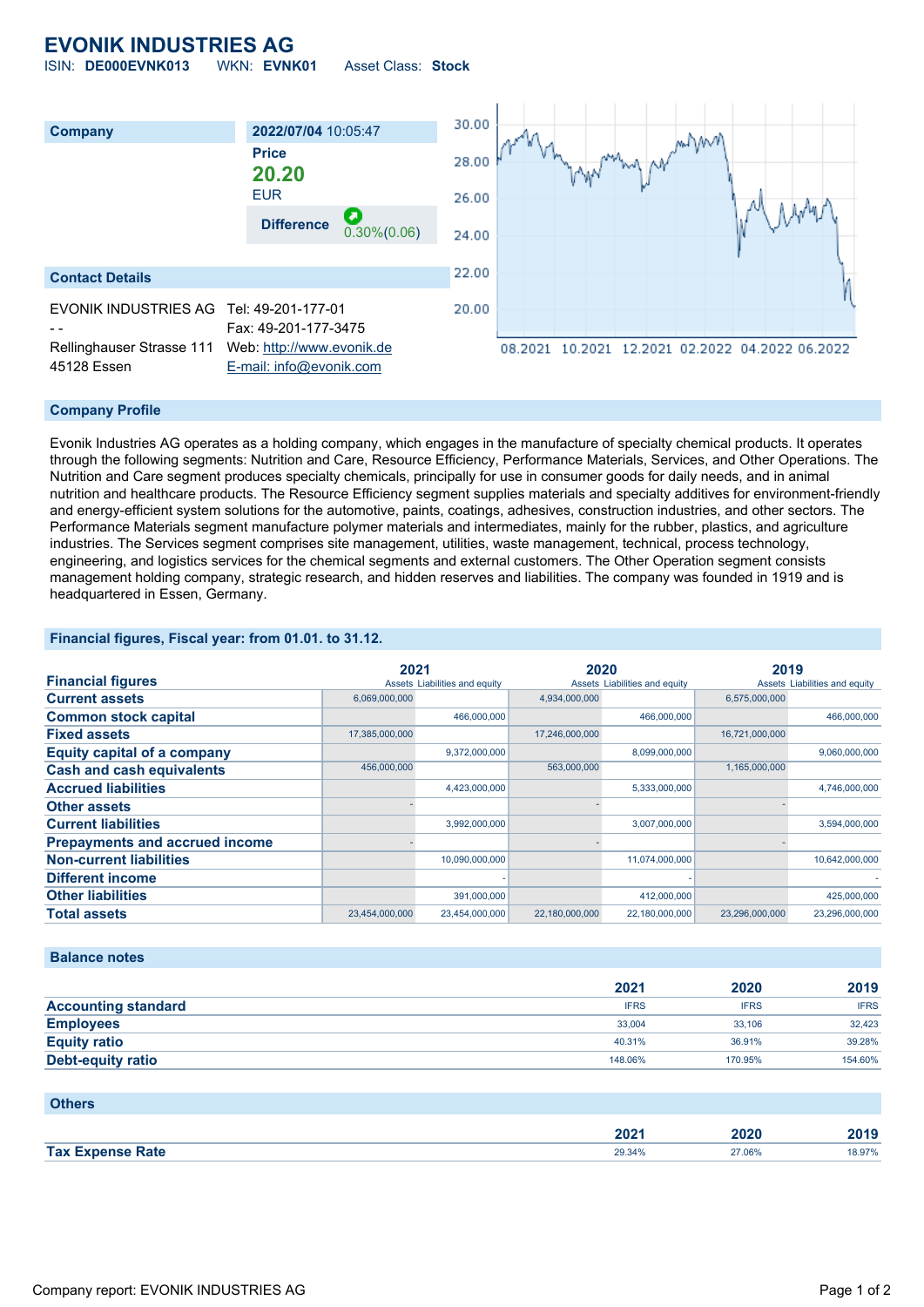# EVONIK INDUSTRIES AG

ISIN: **DE000EVNK013** WKN: **EVNK01** Asset Class: **Stock**

| Company | |
|---|---|
| **2022/07/04** 10:05:47 | |
| **Price** | |
| **20.20** | |
| EUR | |
| **Difference** | 0.30%(0.06) |

## Contact Details

EVONIK INDUSTRIES AG
- -
Rellinghauser Strasse 111
45128 Essen

Tel: 49-201-177-01
Fax: 49-201-177-3475
Web: http://www.evonik.de
E-mail: info@evonik.com

## Company Profile

Evonik Industries AG operates as a holding company, which engages in the manufacture of specialty chemical products. It operates through the following segments: Nutrition and Care, Resource Efficiency, Performance Materials, Services, and Other Operations. The Nutrition and Care segment produces specialty chemicals, principally for use in consumer goods for daily needs, and in animal nutrition and healthcare products. The Resource Efficiency segment supplies materials and specialty additives for environment-friendly and energy-efficient system solutions for the automotive, paints, coatings, adhesives, construction industries, and other sectors. The Performance Materials segment manufacture polymer materials and intermediates, mainly for the rubber, plastics, and agriculture industries. The Services segment comprises site management, utilities, waste management, technical, process technology, engineering, and logistics services for the chemical segments and external customers. The Other Operation segment consists management holding company, strategic research, and hidden reserves and liabilities. The company was founded in 1919 and is headquartered in Essen, Germany.

## Financial figures, Fiscal year: from 01.01. to 31.12.

| Financial figures | 2021 | | 2020 | | 2019 | |
|---|---|---|---|---|---|---|
| | Assets | Liabilities and equity | Assets | Liabilities and equity | Assets | Liabilities and equity |
| **Current assets** | 6,069,000,000 | | 4,934,000,000 | | 6,575,000,000 | |
| **Common stock capital** | | 466,000,000 | | 466,000,000 | | 466,000,000 |
| **Fixed assets** | 17,385,000,000 | | 17,246,000,000 | | 16,721,000,000 | |
| **Equity capital of a company** | | 9,372,000,000 | | 8,099,000,000 | | 9,060,000,000 |
| **Cash and cash equivalents** | 456,000,000 | | 563,000,000 | | 1,165,000,000 | |
| **Accrued liabilities** | | 4,423,000,000 | | 5,333,000,000 | | 4,746,000,000 |
| **Other assets** | - | | - | | - | |
| **Current liabilities** | | 3,992,000,000 | | 3,007,000,000 | | 3,594,000,000 |
| **Prepayments and accrued income** | - | | - | | - | |
| **Non-current liabilities** | | 10,090,000,000 | | 11,074,000,000 | | 10,642,000,000 |
| **Different income** | | - | | - | | - |
| **Other liabilities** | | 391,000,000 | | 412,000,000 | | 425,000,000 |
| **Total assets** | 23,454,000,000 | 23,454,000,000 | 22,180,000,000 | 22,180,000,000 | 23,296,000,000 | 23,296,000,000 |

## Balance notes

| | 2021 | 2020 | 2019 |
|---|---|---|---|
| **Accounting standard** | IFRS | IFRS | IFRS |
| **Employees** | 33,004 | 33,106 | 32,423 |
| **Equity ratio** | 40.31% | 36.91% | 39.28% |
| **Debt-equity ratio** | 148.06% | 170.95% | 154.60% |

## Others

| | 2021 | 2020 | 2019 |
|---|---|---|---|
| **Tax Expense Rate** | 29.34% | 27.06% | 18.97% |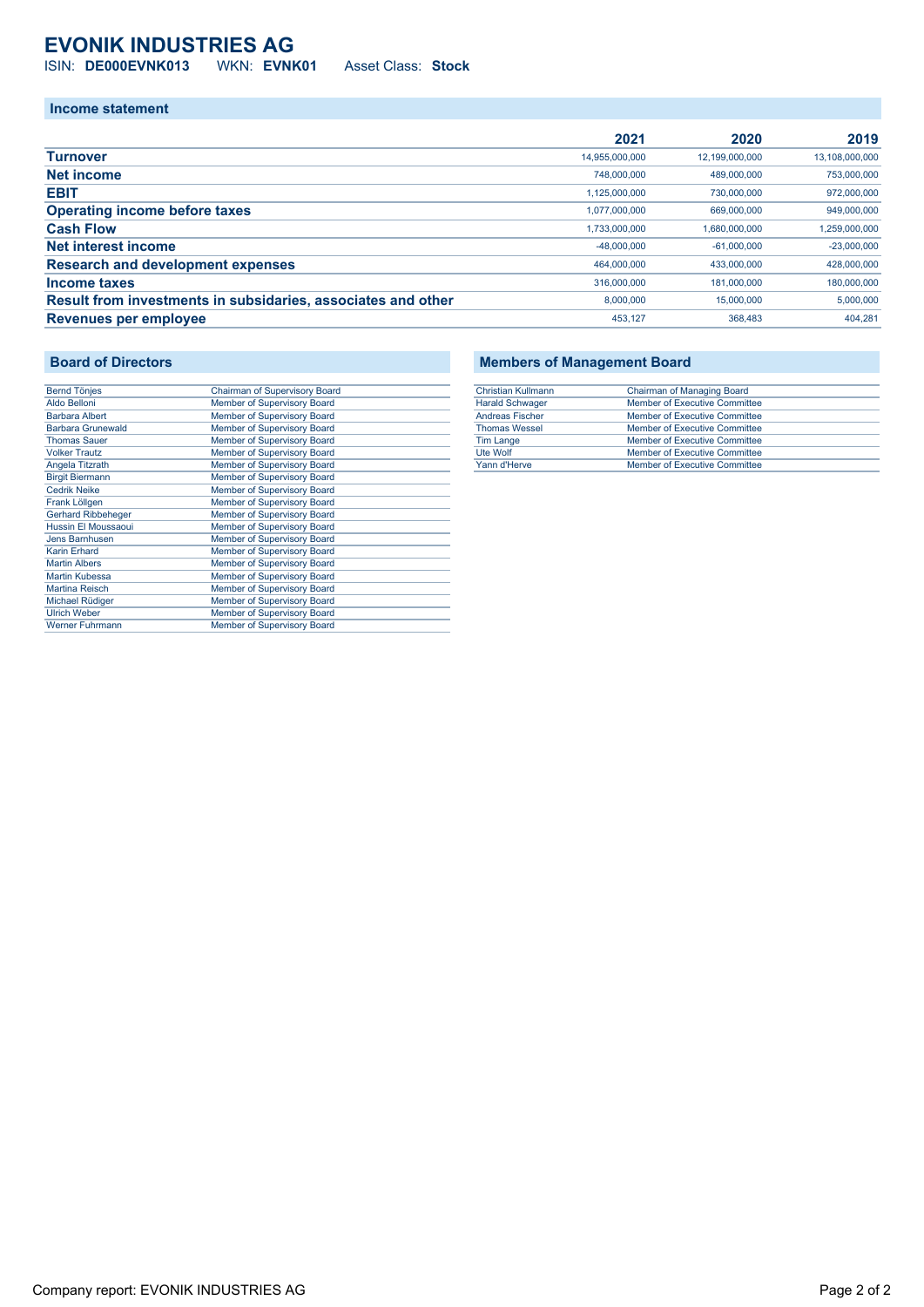# EVONIK INDUSTRIES AG

ISIN: **DE000EVNK013** WKN: **EVNK01** Asset Class: **Stock**

## Income statement

| | 2021 | 2020 | 2019 |
|---|---|---|---|
| **Turnover** | 14,955,000,000 | 12,199,000,000 | 13,108,000,000 |
| **Net income** | 748,000,000 | 489,000,000 | 753,000,000 |
| **EBIT** | 1,125,000,000 | 730,000,000 | 972,000,000 |
| **Operating income before taxes** | 1,077,000,000 | 669,000,000 | 949,000,000 |
| **Cash Flow** | 1,733,000,000 | 1,680,000,000 | 1,259,000,000 |
| **Net interest income** | -48,000,000 | -61,000,000 | -23,000,000 |
| **Research and development expenses** | 464,000,000 | 433,000,000 | 428,000,000 |
| **Income taxes** | 316,000,000 | 181,000,000 | 180,000,000 |
| **Result from investments in subsidaries, associates and other** | 8,000,000 | 15,000,000 | 5,000,000 |
| **Revenues per employee** | 453,127 | 368,483 | 404,281 |

## Board of Directors

| | |
|---|---|
| Bernd Tönjes | Chairman of Supervisory Board |
| Aldo Belloni | Member of Supervisory Board |
| Barbara Albert | Member of Supervisory Board |
| Barbara Grunewald | Member of Supervisory Board |
| Thomas Sauer | Member of Supervisory Board |
| Volker Trautz | Member of Supervisory Board |
| Angela Titzrath | Member of Supervisory Board |
| Birgit Biermann | Member of Supervisory Board |
| Cedrik Neike | Member of Supervisory Board |
| Frank Löllgen | Member of Supervisory Board |
| Gerhard Ribbeheger | Member of Supervisory Board |
| Hussin El Moussaoui | Member of Supervisory Board |
| Jens Barnhusen | Member of Supervisory Board |
| Karin Erhard | Member of Supervisory Board |
| Martin Albers | Member of Supervisory Board |
| Martin Kubessa | Member of Supervisory Board |
| Martina Reisch | Member of Supervisory Board |
| Michael Rüdiger | Member of Supervisory Board |
| Ulrich Weber | Member of Supervisory Board |
| Werner Fuhrmann | Member of Supervisory Board |

## Members of Management Board

| | |
|---|---|
| Christian Kullmann | Chairman of Managing Board |
| Harald Schwager | Member of Executive Committee |
| Andreas Fischer | Member of Executive Committee |
| Thomas Wessel | Member of Executive Committee |
| Tim Lange | Member of Executive Committee |
| Ute Wolf | Member of Executive Committee |
| Yann d'Herve | Member of Executive Committee |